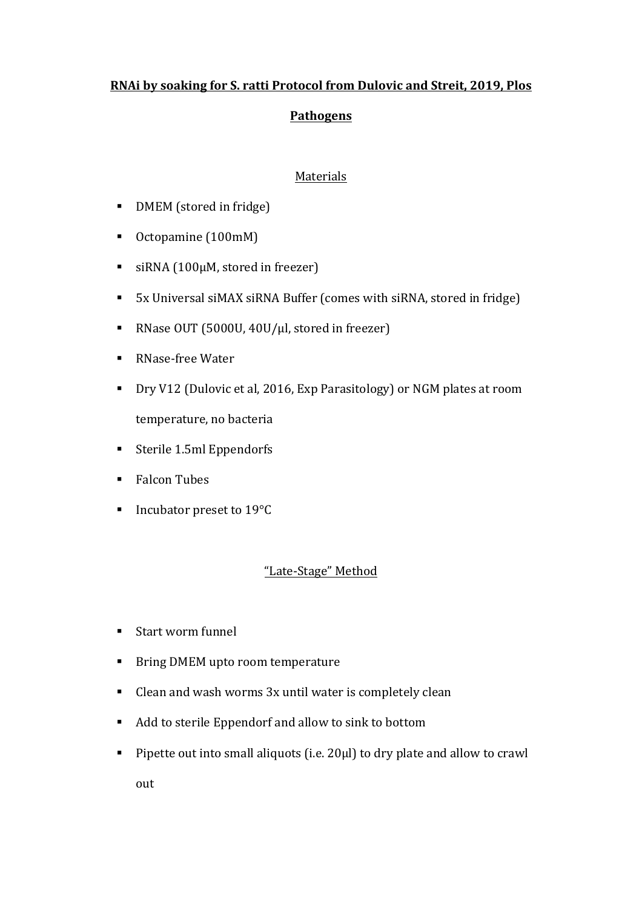# RNAi by soaking for S. ratti Protocol from Dulovic and Streit, 2019, Plos Pathogens

## Materials

- DMEM (stored in fridge)
- Octopamine (100mM)
- siRNA (100μM, stored in freezer)
- 5x Universal siMAX siRNA Buffer (comes with siRNA, stored in fridge)
- RNase OUT (5000U, 40U/μl, stored in freezer)
- RNase-free Water
- Dry V12 (Dulovic et al, 2016, Exp Parasitology) or NGM plates at room temperature, no bacteria
- Sterile 1.5ml Eppendorfs
- Falcon Tubes
- Incubator preset to 19°C

## "Late-Stage" Method

- Start worm funnel
- Bring DMEM upto room temperature
- Clean and wash worms 3x until water is completely clean
- Add to sterile Eppendorf and allow to sink to bottom
- Pipette out into small aliquots (i.e. 20μl) to dry plate and allow to crawl out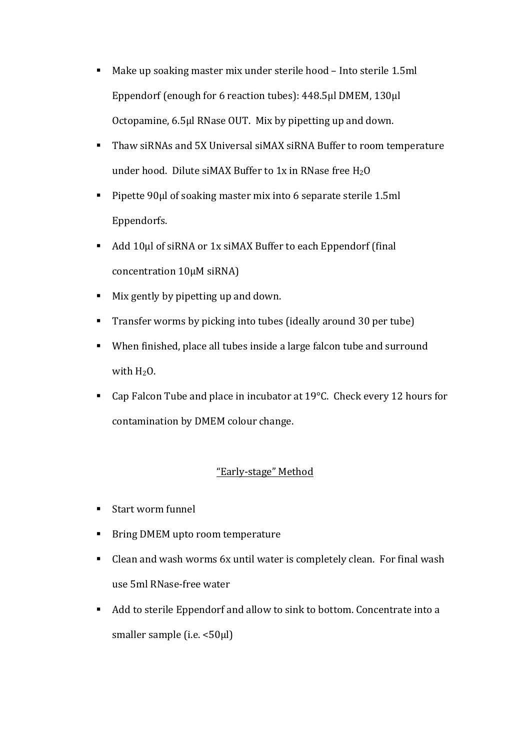- Make up soaking master mix under sterile hood – Into sterile 1.5ml Eppendorf (enough for 6 reaction tubes): 448.5µl DMEM, 130µl Octopamine, 6.5µl RNase OUT. Mix by pipetting up and down.
- Thaw siRNAs and 5X Universal siMAX siRNA Buffer to room temperature under hood. Dilute siMAX Buffer to 1x in RNase free $H_2O$
- Pipette 90µl of soaking master mix into 6 separate sterile 1.5ml Eppendorfs.
- Add 10µl of siRNA or 1x siMAX Buffer to each Eppendorf (final concentration 10µM siRNA)
- Mix gently by pipetting up and down.
- Transfer worms by picking into tubes (ideally around 30 per tube)
- When finished, place all tubes inside a large falcon tube and surround with $H_2O$.
- Cap Falcon Tube and place in incubator at 19°C. Check every 12 hours for contamination by DMEM colour change.

## "Early-stage" Method

- Start worm funnel
- Bring DMEM upto room temperature
- Clean and wash worms 6x until water is completely clean. For final wash use 5ml RNase-free water
- Add to sterile Eppendorf and allow to sink to bottom. Concentrate into a smaller sample (i.e. <50µl)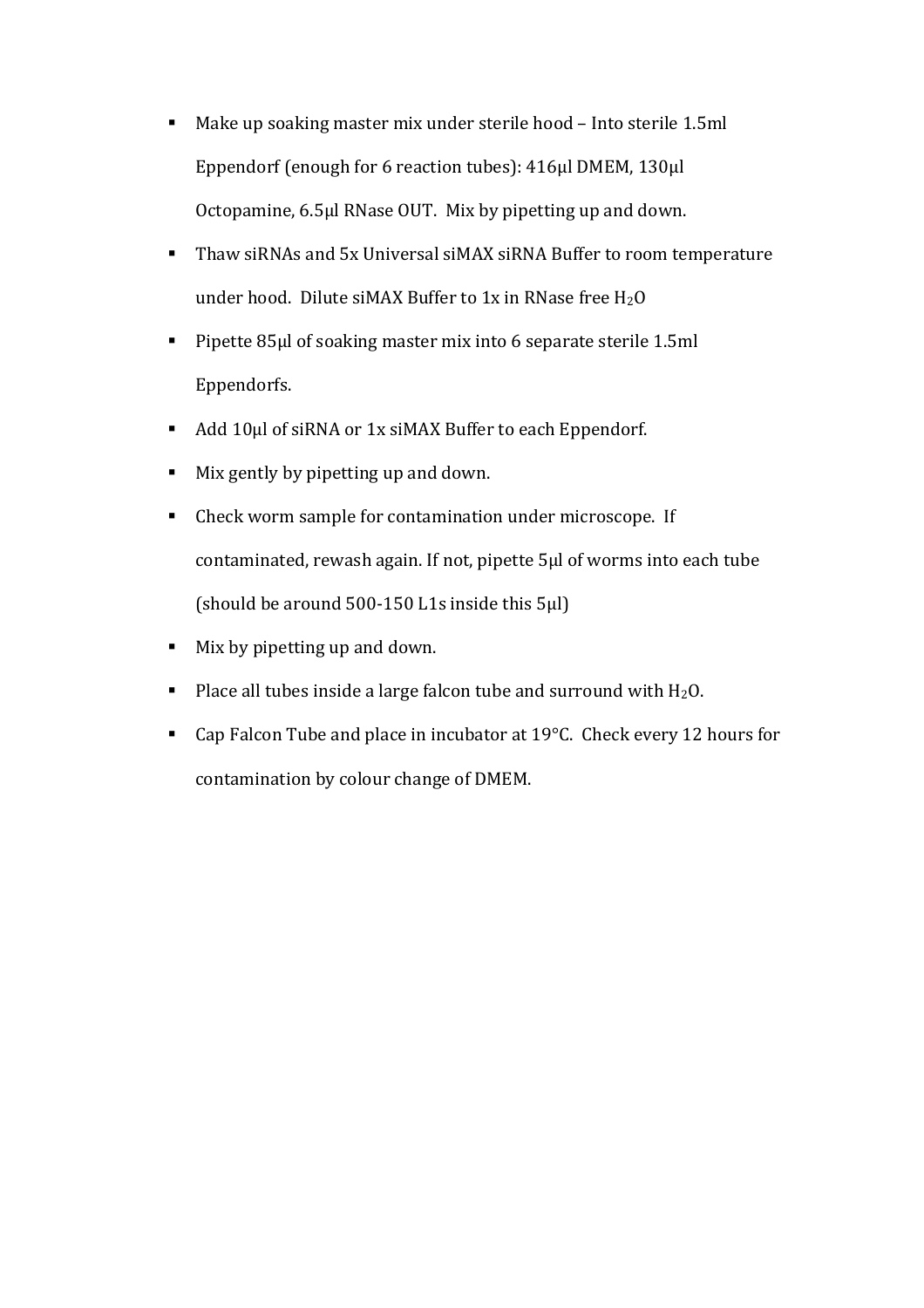- Make up soaking master mix under sterile hood – Into sterile 1.5ml Eppendorf (enough for 6 reaction tubes): 416µl DMEM, 130µl Octopamine, 6.5µl RNase OUT. Mix by pipetting up and down.
- Thaw siRNAs and 5x Universal siMAX siRNA Buffer to room temperature under hood. Dilute siMAX Buffer to 1x in RNase free $H_2O$
- Pipette 85µl of soaking master mix into 6 separate sterile 1.5ml Eppendorfs.
- Add 10µl of siRNA or 1x siMAX Buffer to each Eppendorf.
- Mix gently by pipetting up and down.
- Check worm sample for contamination under microscope. If contaminated, rewash again. If not, pipette 5µl of worms into each tube (should be around 500-150 L1s inside this 5µl)
- Mix by pipetting up and down.
- Place all tubes inside a large falcon tube and surround with $H_2O$.
- Cap Falcon Tube and place in incubator at 19°C. Check every 12 hours for contamination by colour change of DMEM.